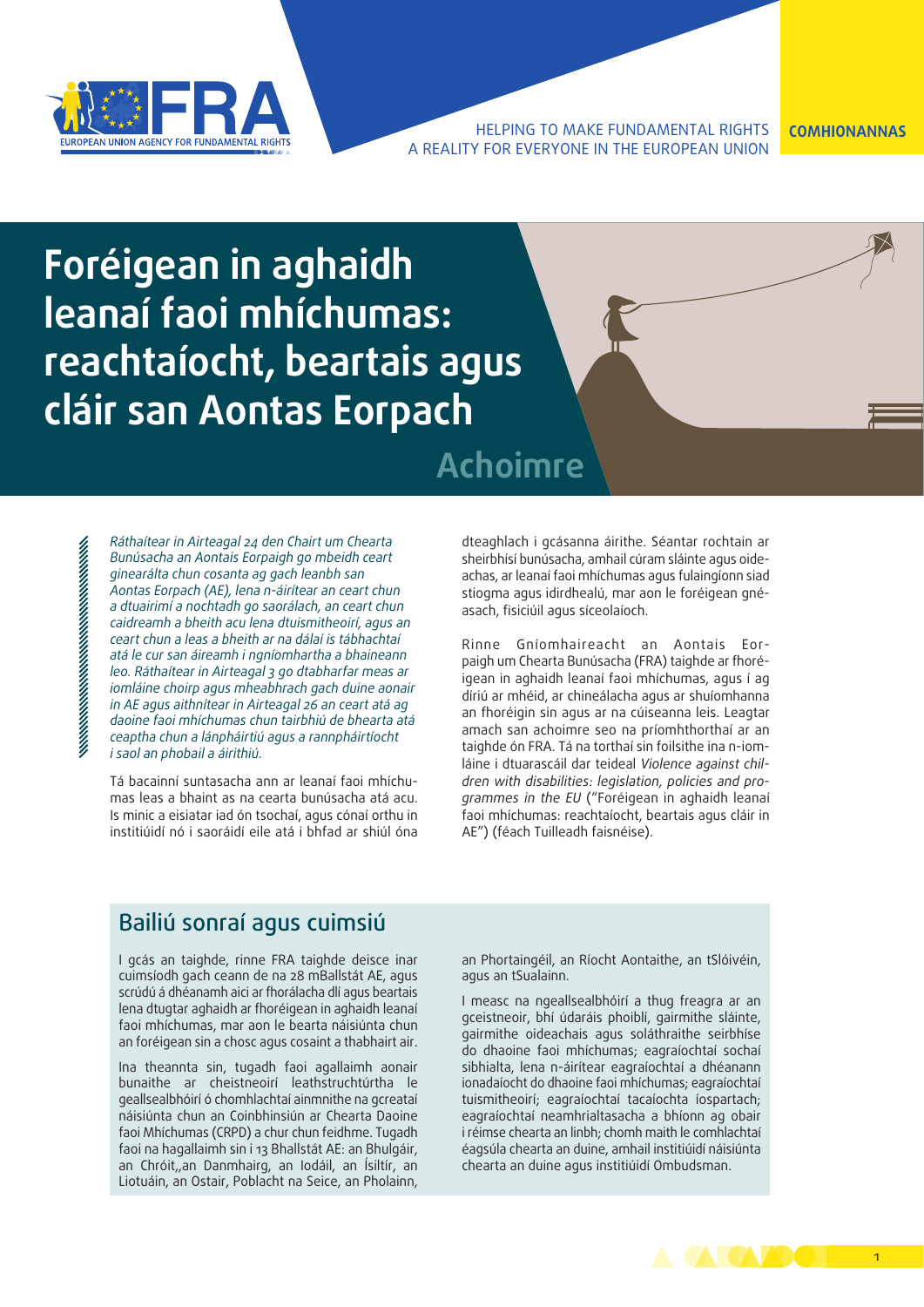HELPING TO MAKE FUNDAMENTAL RIGHTS A REALITY FOR EVERYONE IN THE EUROPEAN UNION

**COMHIONANNAS**

# Foréigean in aghaidh leanaí faoi mhíchumas: reachtaíocht, beartais agus cláir san Aontas Eorpach

## Achoimre

*Ráthaítear in Airteagal 24 den Chairt um Chearta Bunúsacha an Aontais Eorpaigh go mbeidh ceart ginearálta chun cosanta ag gach leanbh san Aontas Eorpach (AE), lena n-áirítear an ceart chun a dtuairimí a nochtadh go saorálach, an ceart chun caidreamh a bheith acu lena dtuismitheoirí, agus an ceart chun a leas a bheith ar na dálaí is tábhachtaí atá le cur san áireamh i ngníomhartha a bhaineann leo. Ráthaítear in Airteagal 3 go dtabharfar meas ar iomláine choirp agus mheabhrach gach duine aonair in AE agus aithnítear in Airteagal 26 an ceart atá ag daoine faoi mhíchumas chun tairbhiú de bhearta atá ceaptha chun a lánpháirtiú agus a rannpháirtíocht i saol an phobail a áirithiú.*

Tá bacainní suntasacha ann ar leanaí faoi mhíchumas leas a bhaint as na cearta bunúsacha atá acu. Is minic a eisiatar iad ón tsochaí, agus cónaí orthu in institiúidí nó i saoráidí eile atá i bhfad ar shiúl óna dteaghlach i gcásanna áirithe. Séantar rochtain ar sheirbhísí bunúsacha, amhail cúram sláinte agus oideachas, ar leanaí faoi mhíchumas agus fulaingíonn siad stiogma agus idirdhealú, mar aon le foréigean gnéasach, fisiciúil agus síceolaíoch.

Rinne Gníomhaireacht an Aontais Eorpaigh um Chearta Bunúsacha (FRA) taighde ar fhoréigean in aghaidh leanaí faoi mhíchumas, agus í ag díriú ar mhéid, ar chineálacha agus ar shuíomhanna an fhoréigin sin agus ar na cúiseanna leis. Leagtar amach san achoimre seo na príomhthorthaí ar an taighde ón FRA. Tá na torthaí sin foilsithe ina n-iomláine i dtuarascáil dar teideal *Violence against children with disabilities: legislation, policies and programmes in the EU* ("Foréigean in aghaidh leanaí faoi mhíchumas: reachtaíocht, beartais agus cláir in AE") (féach Tuilleadh faisnéise).

## Bailiú sonraí agus cuimsiú

I gcás an taighde, rinne FRA taighde deisce inar cuimsíodh gach ceann de na 28 mBallstát AE, agus scrúdú á dhéanamh aici ar fhorálacha dlí agus beartais lena dtugtar aghaidh ar fhoréigean in aghaidh leanaí faoi mhíchumas, mar aon le bearta náisiúnta chun an foréigean sin a chosc agus cosaint a thabhairt air.

Ina theannta sin, tugadh faoi agallaimh aonair bunaithe ar cheistneoirí leathstruchtúrtha le geallsealbhóirí ó chomhlachtaí ainmnithe na gcreataí náisiúnta chun an Coinbhinsiún ar Chearta Daoine faoi Mhíchumas (CRPD) a chur chun feidhme. Tugadh faoi na hagallaimh sin i 13 Ballstát AE: an Bhulgáir, an Chróit,,an Danmhairg, an Iodáil, an Íslítír, an Liotuáin, an Ostair, Poblacht na Seice, an Pholainn, an Phortaingéil, an Ríocht Aontaithe, an tSlóivéin, agus an tSualainn.

I measc na ngeallsealbhóirí a thug freagra ar an gceistneoir, bhí údaráis phoiblí, gairmithe sláinte, gairmithe oideachais agus soláthraithe seirbhíse do dhaoine faoi mhíchumas; eagraíochtaí sochaí sibhialta, lena n-áirítear eagraíochtaí a dhéanann ionadaíocht do dhaoine faoi mhíchumas; eagraíochtaí tuismitheoirí; eagraíochtaí tacaíochta íospartach; eagraíochtaí neamhrialtasacha a bhíonn ag obair i réimse chearta an linbh; chomh maith le comhlachtaí éagsúla chearta an duine, amhail institiúidí náisiúnta chearta an duine agus institiúidí Ombudsman.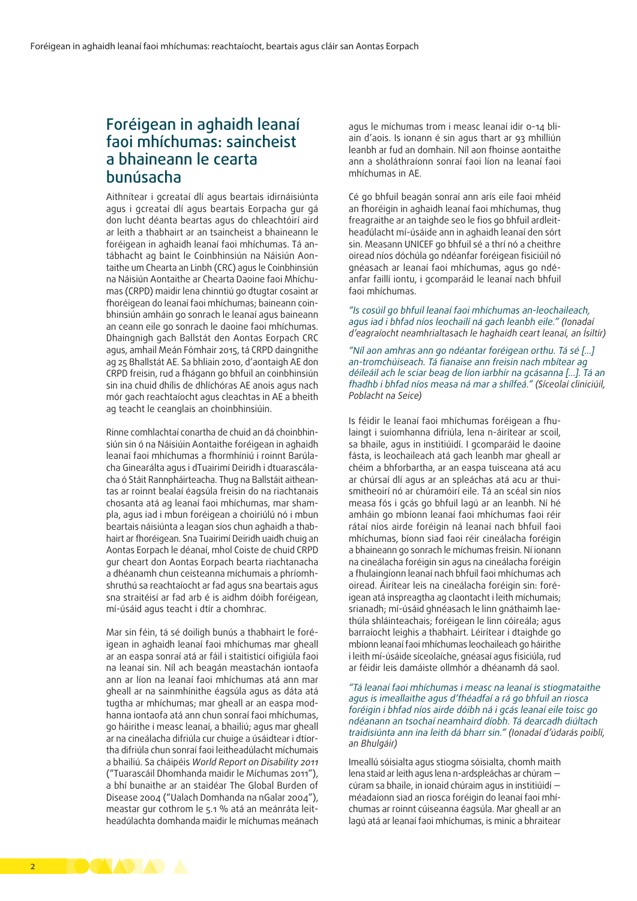## Foréigean in aghaidh leanaí faoi mhíchumas: saincheist a bhaineann le cearta bunúsacha

Aithnítear i gcreataí dlí agus beartais idirnáisiúnta agus i gcreataí dlí agus beartais Eorpacha gur gá don lucht déanta beartas agus do chleachtóirí aird ar leith a thabhairt ar an tsaincheist a bhaineann le foréigean in aghaidh leanaí faoi mhíchumas. Tá an-tábhacht ag baint le Coinbhinsiún na Náisiún Aontaithe um Chearta an Linbh (CRC) agus le Coinbhinsiún na Náisiún Aontaithe ar Chearta Daoine faoi Mhíchumas (CRPD) maidir lena chinntiú go dtugtar cosaint ar fhoréigean do leanaí faoi mhíchumas; baineann coinbhinsiún amháin go sonrach le leanaí agus baineann an ceann eile go sonrach le daoine faoi mhíchumas. Dhaingnigh gach Ballstát den Aontas Eorpach CRC agus, amhail Meán Fómhair 2015, tá CRPD daingnithe ag 25 Bhallstát AE. Sa bhliain 2010, d'aontaigh AE don CRPD freisin, rud a fhágann go bhfuil an coinbhinsiún sin ina chuid dhílis de dhlíchóras AE anois agus nach mór gach reachtaíocht agus cleachtas in AE a bheith ag teacht le ceanglais an choinbhinsiúin.

Rinne comhlachtaí conartha de chuid an dá choinbhinsiún sin ó na Náisiúin Aontaithe foréigean in aghaidh leanaí faoi mhíchumas a fhormhíniú i roinnt Barúlacha Ginearálta agus i dTuairimí Deiridh i dtuarascálacha ó Stáit Rannpháirteacha. Thug na Ballstáit aitheantas ar roinnt bealaí éagsúla freisin do na riachtanais chosanta atá ag leanaí faoi mhíchumas, mar shampla, agus iad i mbun foréigean a choiriúlú nó i mbun beartais náisiúnta a leagan síos chun aghaidh a thabhairt ar fhoréigean. Sna Tuairimí Deiridh uaidh chuig an Aontas Eorpach le déanaí, mhol Coiste de chuid CRPD gur cheart don Aontas Eorpach bearta riachtanacha a dhéanamh chun ceisteanna míchumais a phríomhshruthú sa reachtaíocht ar fad agus sna beartais agus sna straitéisí ar fad arb é is aidhm dóibh foréigean, mí-úsáid agus teacht i dtír a chomhrac.

Mar sin féin, tá sé doiligh bunús a thabhairt le foréigean in aghaidh leanaí faoi mhíchumas mar gheall ar an easpa sonraí atá ar fáil i staitisticí oifigiúla faoi na leanaí sin. Níl ach beagán meastachán iontaofa ann ar líon na leanaí faoi mhíchumas atá ann mar gheall ar na sainmhínithe éagsúla agus as dáta atá tugtha ar mhíchumas; mar gheall ar an easpa modhanna iontaofa atá ann chun sonraí faoi mhíchumas, go háirithe i measc leanaí, a bhailiú; agus mar gheall ar na cineálacha difriúla cur chuige a úsáidtear i dtíortha difriúla chun sonraí faoi leitheadúlacht míchumais a bhailiú. Sa cháipéis *World Report on Disability 2011* ("Tuarascáil Dhomhanda maidir le Míchumas 2011"), a bhí bunaithe ar an staidéar The Global Burden of Disease 2004 ("Ualach Domhanda na nGalar 2004"), meastar gur cothrom le 5.1 % atá an meánráta leitheadúlachta domhanda maidir le míchumas meánach agus le míchumas trom i measc leanaí idir 0-14 bliain d'aois. Is ionann é sin agus thart ar 93 mhilliún leanbh ar fud an domhain. Níl aon fhoinse aontaithe ann a sholáthraíonn sonraí faoi líon na leanaí faoi mhíchumas in AE.

Cé go bhfuil beagán sonraí ann arís eile faoi mhéid an fhoréigin in aghaidh leanaí faoi mhíchumas, thug freagraithe ar an taighde seo le fios go bhfuil ardleitheadúlacht mí-úsáide ann in aghaidh leanaí den sórt sin. Measann UNICEF go bhfuil sé a thrí nó a cheithre oiread níos dóchúla go ndéanfar foréigean fisiciúil nó gnéasach ar leanaí faoi mhíchumas, agus go ndéanfar faillí iontu, i gcomparáid le leanaí nach bhfuil faoi mhíchumas.

*"Is cosúil go bhfuil leanaí faoi mhíchumas an-leochaileach, agus iad i bhfad níos leochailí ná gach leanbh eile."* (Ionadaí d'eagraíocht neamhrialtasach le haghaidh ceart leanaí, an Ísiltír)

*"Níl aon amhras ann go ndéantar foréigean orthu. Tá sé […] an-tromchúiseach. Tá fianaise ann freisin nach mbítear ag déileáil ach le sciar beag de líon iarbhír na gcásanna […]. Tá an fhadhb i bhfad níos measa ná mar a shílfeá."* (Síceolaí cliniciúil, Poblacht na Seice)

Is féidir le leanaí faoi mhíchumas foréigean a fhulaingt i suíomhanna difriúla, lena n-áirítear ar scoil, sa bhaile, agus in institiúidí. I gcomparáid le daoine fásta, is leochaileach atá gach leanbh mar gheall ar chéim a bhforbartha, ar an easpa tuisceana atá acu ar chúrsaí dlí agus ar an spleáchas atá acu ar thuismitheoirí nó ar chúramóirí eile. Tá an scéal sin níos measa fós i gcás go bhfuil lagú ar an leanbh. Ní hé amháin go mbíonn leanaí faoi mhíchumas faoi réir rátaí níos airde foréigin ná leanaí nach bhfuil faoi mhíchumas, bíonn siad faoi réir cineálacha foréigin a bhaineann go sonrach le míchumas freisin. Ní ionann na cineálacha foréigin sin agus na cineálacha foréigin a fhulaingíonn leanaí nach bhfuil faoi mhíchumas ach oiread. Áirítear leis na cineálacha foréigin sin: foréigean atá inspreagtha ag claontacht i leith míchumais; srianadh; mí-úsáid ghnéasach le linn gnáthaimh laethúla shláinteachais; foréigean le linn cóireála; agus barraíocht leighis a thabhairt. Léirítear i dtaighde go mbíonn leanaí faoi mhíchumas leochaileach go háirithe i leith mí-úsáide síceolaíche, gnéasaí agus fisiciúla, rud ar féidir leis damáiste ollmhór a dhéanamh dá saol.

*"Tá leanaí faoi mhíchumas i measc na leanaí is stiogmataithe agus is imeallaithe agus d'fhéadfaí a rá go bhfuil an riosca foréigin i bhfad níos airde dóibh ná i gcás leanaí eile toisc go ndéanann an tsochaí neamhaird díobh. Tá dearcadh diúltach traidisiúnta ann ina leith dá bharr sin."* (Ionadaí d'údarás poiblí, an Bhulgáir)

Imeallú sóisialta agus stiogma sóisialta, chomh maith lena staid ar leith agus lena n-ardspleáchas ar chúram — cúram sa bhaile, in ionaid chúraim agus in institiúidí — méadaíonn siad an riosca foréigin do leanaí faoi mhíchumas ar roinnt cúiseanna éagsúla. Mar gheall ar an lagú atá ar leanaí faoi mhíchumas, is minic a bhraitear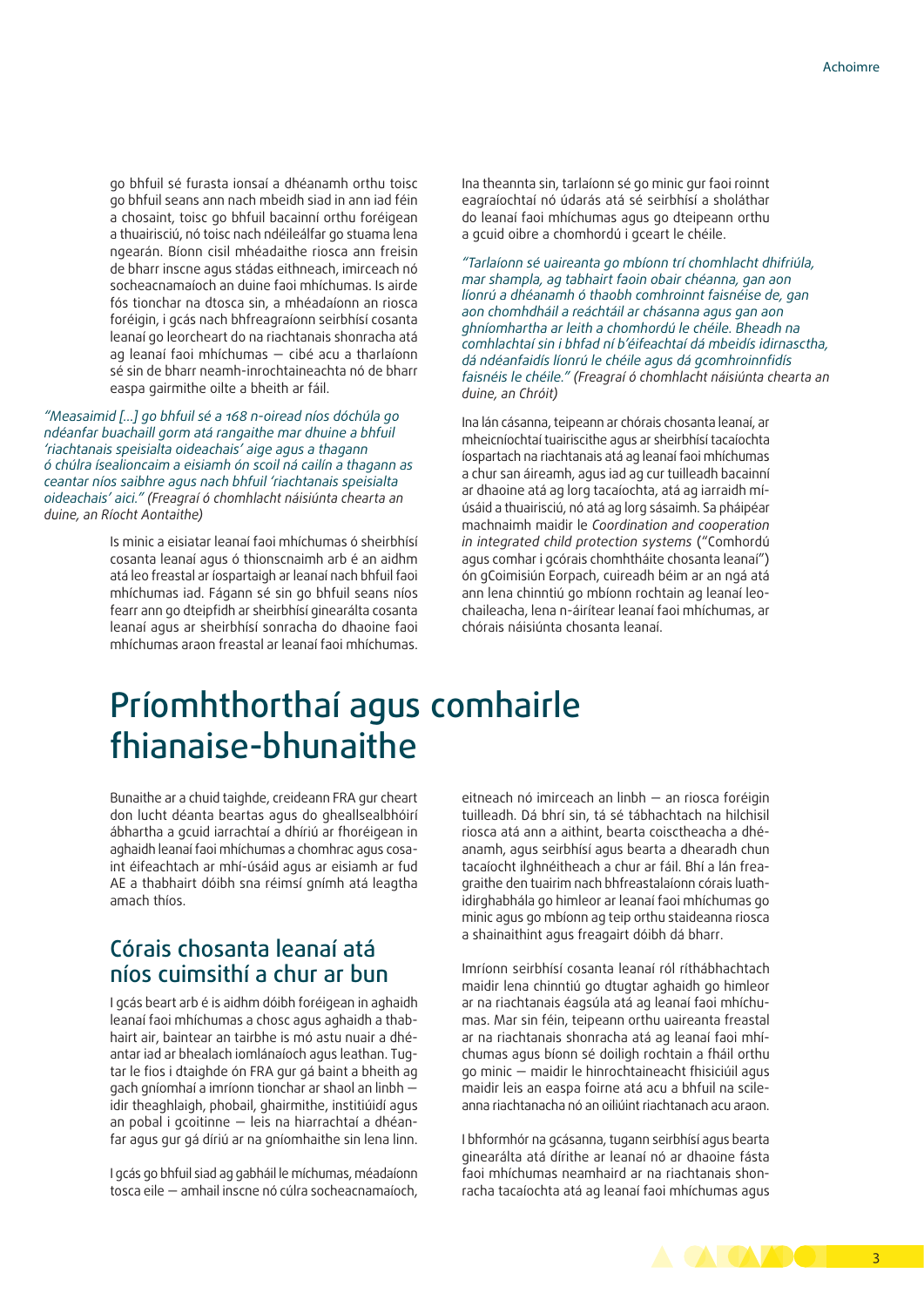go bhfuil sé furasta ionsaí a dhéanamh orthu toisc go bhfuil seans ann nach mbeidh siad in ann iad féin a chosaint, toisc go bhfuil bacainní orthu foréigean a thuairisciú, nó toisc nach ndéileálfar go stuama lena ngearán. Bíonn cisil mhéadaithe riosca ann freisin de bharr inscne agus stádas eithneach, imirceach nó socheacnamaíoch an duine faoi mhíchumas. Is airde fós tionchar na dtosca sin, a mhéadaíonn an riosca foréigin, i gcás nach bhfreagraíonn seirbhísí cosanta leanaí go leorcheart do na riachtanais shonracha atá ag leanaí faoi mhíchumas – cibé acu a tharlaíonn sé sin de bharr neamh-inrochtaineachta nó de bharr easpa gairmithe oilte a bheith ar fáil.

*"Measaimid […] go bhfuil sé a 168 n-oiread níos dóchúla go ndéanfar buachaill gorm atá rangaithe mar dhuine a bhfuil 'riachtanais speisialta oideachais' aige agus a thagann ó chúlra ísealioncaim a eisiamh ón scoil ná cailín a thagann as ceantar níos saibhre agus nach bhfuil 'riachtanais speisialta oideachais' aici."* (Freagraí ó chomhlacht náisiúnta chearta an duine, an Ríocht Aontaithe)

Is minic a eisiatar leanaí faoi mhíchumas ó sheirbhísí cosanta leanaí agus ó thionscnaimh arb é an aidhm atá leo freastal ar íospartaigh ar leanaí nach bhfuil faoi mhíchumas iad. Fágann sé sin go bhfuil seans níos fearr ann go dteipfidh ar sheirbhísí ginearálta cosanta leanaí agus ar sheirbhísí sonracha do dhaoine faoi mhíchumas araon freastal ar leanaí faoi mhíchumas.

Ina theannta sin, tarlaíonn sé go minic gur faoi roinnt eagraíochtaí nó údarás atá sé seirbhísí a sholáthar do leanaí faoi mhíchumas agus go dteipeann orthu a gcuid oibre a chomhordú i gceart le chéile.

*"Tarlaíonn sé uaireanta go mbíonn trí chomhlacht dhifriúla, mar shampla, ag tabhairt faoin obair chéanna, gan aon líonrú a dhéanamh ó thaobh comhroinnt faisnéise de, gan aon chomhdháil a reáchtáil ar chásanna agus gan aon ghníomhartha ar leith a chomhordú le chéile. Bheadh na comhlachtaí sin i bhfad ní b'éifeachtaí dá mbeidís idirnasctha, dá ndéanfaidís líonrú le chéile agus dá gcomhroinnfidís faisnéis le chéile."* (Freagraí ó chomhlacht náisiúnta chearta an duine, an Chróit)

Ina lán cásanna, teipeann ar chórais chosanta leanaí, ar mheicníochtaí tuairiscithe agus ar sheirbhísí tacaíochta íospartach na riachtanais atá ag leanaí faoi mhíchumas a chur san áireamh, agus iad ag cur tuilleadh bacainní ar dhaoine atá ag lorg tacaíochta, atá ag iarraidh mí-úsáid a thuairisciú, nó atá ag lorg sásaimh. Sa pháipéar machnaimh maidir le *Coordination and cooperation in integrated child protection systems* ("Comhordú agus comhar i gcórais chomhtháite chosanta leanaí") ón gCoimisiún Eorpach, cuireadh béim ar an ngá atá ann lena chinntiú go mbíonn rochtain ag leanaí leochaileacha, lena n-áirítear leanaí faoi mhíchumas, ar chórais náisiúnta chosanta leanaí.

# Príomhthorthaí agus comhairle fhianaise-bhunaithe

Bunaithe ar a chuid taighde, creideann FRA gur cheart don lucht déanta beartas agus do gheallsealbhóirí ábhartha a gcuid iarrachtaí a dhíriú ar fhoréigean in aghaidh leanaí faoi mhíchumas a chomhrac agus cosaint éifeachtach ar mhí-úsáid agus ar eisiamh ar fud AE a thabhairt dóibh sna réimsí gnímh atá leagtha amach thíos.

## Córais chosanta leanaí atá níos cuimsithí a chur ar bun

I gcás beart arb é is aidhm dóibh foréigean in aghaidh leanaí faoi mhíchumas a chosc agus aghaidh a thabhairt air, baintear an tairbhe is mó astu nuair a dhéantar iad ar bhealach iomlánaíoch agus leathan. Tugtar le fios i dtaighde ón FRA gur gá baint a bheith ag gach gníomhaí a imríonn tionchar ar shaol an linbh – idir theaghlaigh, phobail, ghairmithe, institiúidí agus an pobal i gcoitinne – leis na hiarrachtaí a dhéanfar agus gur gá díriú ar na gníomhaithe sin lena linn.

I gcás go bhfuil siad ag gabháil le míchumas, méadaíonn tosca eile – amhail inscne nó cúlra socheacnamaíoch, eitneach nó imirceach an linbh – an riosca foréigin tuilleadh. Dá bhrí sin, tá sé tábhachtach na hilchisil riosca atá ann a aithint, bearta coisctheacha a dhéanamh, agus seirbhísí agus bearta a dhearadh chun tacaíocht ilghnéitheach a chur ar fáil. Bhí a lán freagraithe den tuairim nach bhfreastalaíonn córais luath-idirghabhála go himleor ar leanaí faoi mhíchumas go minic agus go mbíonn ag teip orthu staideanna riosca a shainaithint agus freagairt dóibh dá bharr.

Imríonn seirbhísí cosanta leanaí ról ríthábhachtach maidir lena chinntiú go dtugtar aghaidh go himleor ar na riachtanais éagsúla atá ag leanaí faoi mhíchumas. Mar sin féin, teipeann orthu uaireanta freastal ar na riachtanais shonracha atá ag leanaí faoi mhíchumas agus bíonn sé doiligh rochtain a fháil orthu go minic – maidir le hinrochtaineacht fhisiciúil agus maidir leis an easpa foirne atá acu a bhfuil na scileanna riachtanacha nó an oiliúint riachtanach acu araon.

I bhformhór na gcásanna, tugann seirbhísí agus bearta ginearálta atá dírithe ar leanaí nó ar dhaoine fásta faoi mhíchumas neamhaird ar na riachtanais shonracha tacaíochta atá ag leanaí faoi mhíchumas agus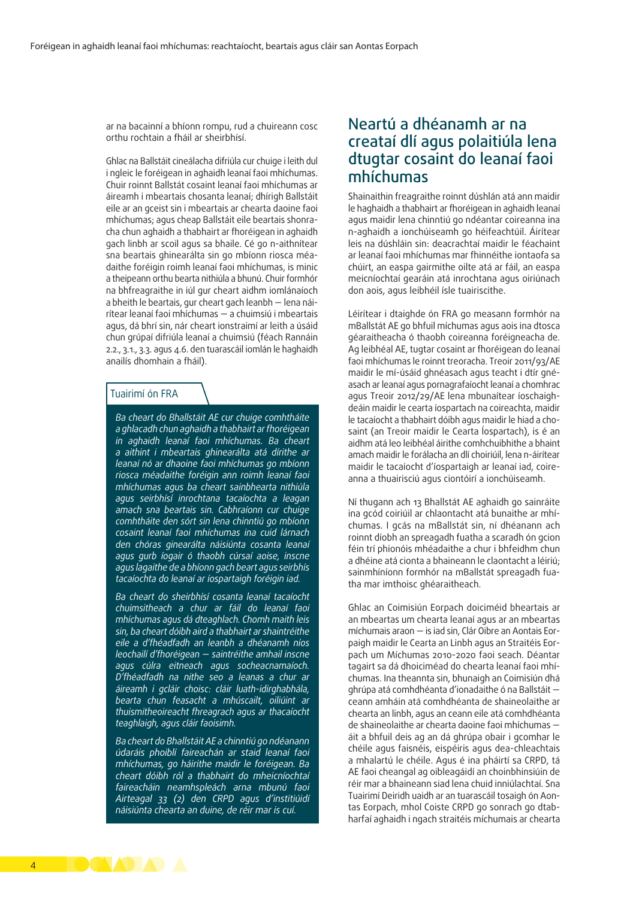ar na bacainní a bhíonn rompu, rud a chuireann cosc orthu rochtain a fháil ar sheirbhísí.

Ghlac na Ballstáit cineálacha difriúla cur chuige i leith dul i ngleic le foréigean in aghaidh leanaí faoi mhíchumas. Chuir roinnt Ballstát cosaint leanaí faoi mhíchumas ar áireamh i mbeartais chosanta leanaí; dhírigh Ballstáit eile ar an gceist sin i mbeartais ar chearta daoine faoi mhíchumas; agus cheap Ballstáit eile beartais shonracha chun aghaidh a thabhairt ar fhoréigean in aghaidh gach linbh ar scoil agus sa bhaile. Cé go n-aithnítear sna beartais ghinearálta sin go mbíonn riosca méadaithe foréigin roimh leanaí faoi mhíchumas, is minic a theipeann orthu bearta nithiúla a bhunú. Chuir formhór na bhfreagraithe in iúl gur cheart aidhm iomlánaíoch a bheith le beartais, gur cheart gach leanbh — lena náirítear leanaí faoi mhíchumas — a chuimsiú i mbeartais agus, dá bhrí sin, nár cheart ionstraimí ar leith a úsáid chun grúpaí difriúla leanaí a chuimsiú (féach Rannáin 2.2., 3.1., 3.3. agus 4.6. den tuarascáil iomlán le haghaidh anailís dhomhain a fháil).

**Tuairimí ón FRA**

*Ba cheart do Bhallstáit AE cur chuige comhtháite a ghlacadh chun aghaidh a thabhairt ar fhoréigean in aghaidh leanaí faoi mhíchumas. Ba cheart a aithint i mbeartais ghinearálta atá dírithe ar leanaí nó ar dhaoine faoi mhíchumas go mbíonn riosca méadaithe foréigin ann roimh leanaí faoi mhíchumas agus ba cheart sainbhearta nithiúla agus seirbhísí inrochtana tacaíochta a leagan amach sna beartais sin. Cabhraíonn cur chuige comhtháite den sórt sin lena chinntiú go mbíonn cosaint leanaí faoi mhíchumas ina cuid lárnach den chóras ginearálta náisiúnta cosanta leanaí agus gurb íogair ó thaobh cúrsaí aoise, inscne agus lagaithe de a bhíonn gach beart agus seirbhís tacaíochta do leanaí ar íospartaigh foréigin iad.*

*Ba cheart do sheirbhísí cosanta leanaí tacaíocht chuimsitheach a chur ar fáil do leanaí faoi mhíchumas agus dá dteaghlach. Chomh maith leis sin, ba cheart dóibh aird a thabhairt ar shaintréithe eile a d'fhéadfadh an leanbh a dhéanamh níos leochailí d'fhoréigean — saintréithe amhail inscne agus cúlra eitneach agus socheacnamaíoch. D'fhéadfadh na nithe seo a leanas a chur ar áireamh i gcláir choisc: cláir luath-idirghabhála, bearta chun feasacht a mhúscailt, oiliúint ar thuismitheoireacht fhreagrach agus ar thacaíocht teaghlaigh, agus cláir faoisimh.*

*Ba cheart do Bhallstáit AE a chinntiú go ndéanann údaráis phoiblí faireachán ar staid leanaí faoi mhíchumas, go háirithe maidir le foréigean. Ba cheart dóibh ról a thabhairt do mheicníochtaí faireacháin neamhspleách arna mbunú faoi Airteagal 33 (2) den CRPD agus d'institiúidí náisiúnta chearta an duine, de réir mar is cuí.*

## Neartú a dhéanamh ar na creataí dlí agus polaitiúla lena dtugtar cosaint do leanaí faoi mhíchumas

Shainaithin freagraithe roinnt dúshlán atá ann maidir le haghaidh a thabhairt ar fhoréigean in aghaidh leanaí agus maidir lena chinntiú go ndéantar coireanna ina n-aghaidh a ionchúiseamh go héifeachtúil. Áirítear leis na dúshláin sin: deacrachtaí maidir le féachaint ar leanaí faoi mhíchumas mar fhinnéithe iontaofa sa chúirt, an easpa gairmithe oilte atá ar fáil, an easpa meicníochtaí gearáin atá inrochtana agus oiriúnach don aois, agus leibhéil ísle tuairiscithe.

Léirítear i dtaighde ón FRA go measann formhór na mBallstát AE go bhfuil míchumas agus aois ina dtosca géaraitheacha ó thaobh coireanna foréigneacha de. Ag leibhéal AE, tugtar cosaint ar fhoréigean do leanaí faoi mhíchumas le roinnt treoracha. Treoir 2011/93/AE maidir le mí-úsáid ghnéasach agus teacht i dtír gnéasach ar leanaí agus pornagrafaíocht leanaí a chomhrac agus Treoir 2012/29/AE lena mbunaítear íoschaighdeáin maidir le cearta íospartach na coireachta, maidir le tacaíocht a thabhairt dóibh agus maidir le hiad a chosaint (an Treoir maidir le Cearta Íospartach), is é an aidhm atá leo leibhéal áirithe comhchuibhithe a bhaint amach maidir le forálacha an dlí choiriúil, lena n-áirítear maidir le tacaíocht d'íospartaigh ar leanaí iad, coireanna a thuairisciú agus ciontóirí a ionchúiseamh.

Ní thugann ach 13 Bhallstát AE aghaidh go sainráite ina gcód coiriúil ar chlaontacht atá bunaithe ar mhíchumas. I gcás na mBallstát sin, ní dhéanann ach roinnt díobh an spreagadh fuatha a scaradh ón gcion féin trí phionóis mhéadaithe a chur i bhfeidhm chun a dhéine atá cionta a bhaineann le claontacht a léiriú; sainmhíníonn formhór na mBallstát spreagadh fuatha mar imthoisc ghéaraitheach.

Ghlac an Coimisiún Eorpach doiciméid bheartais ar an mbeartas um chearta leanaí agus ar an mbeartas míchumais araon — is iad sin, Clár Oibre an Aontais Eorpaigh maidir le Cearta an Linbh agus an Straitéis Eorpach um Míchumas 2010-2020 faoi seach. Déantar tagairt sa dá dhoiciméad do chearta leanaí faoi míchumas. Ina theannta sin, bhunaigh an Coimisiún dhá ghrúpa atá comhdhéanta d'ionadaithe ó na Ballstáit — ceann amháin atá comhdhéanta de shaineolaithe ar chearta an linbh, agus an ceann eile atá comhdhéanta de shaineolaithe ar chearta daoine faoi mhíchumas — áit a bhfuil deis ag an dá ghrúpa obair i gcomhar le chéile agus faisnéis, eispéiris agus dea-chleachtais a mhalartú le chéile. Agus é ina pháirtí sa CRPD, tá AE faoi cheangal ag oibleagáidí an choinbhinsiúin de réir mar a bhaineann siad lena chuid inniúlachtaí. Sna Tuairimí Deiridh uaidh ar an tuarascáil tosaigh ón Aontas Eorpach, mhol Coiste CRPD go sonrach go dtabharfaí aghaidh i ngach straitéis míchumais ar chearta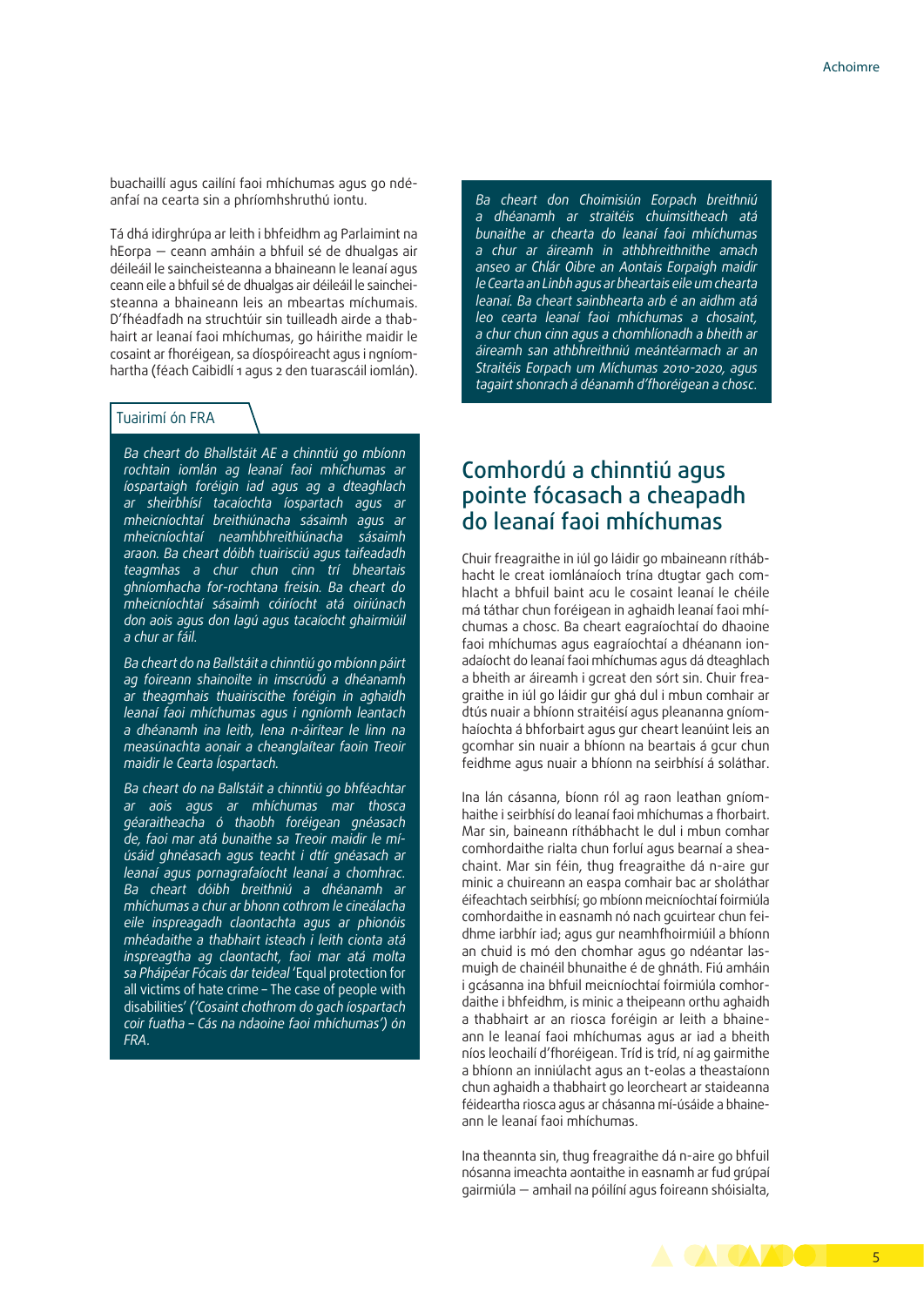buachaillí agus cailíní faoi mhíchumas agus go ndéanfaí na cearta sin a phríomhshruthú iontu.

Tá dhá idirghrúpa ar leith i bhfeidhm ag Parlaimint na hEorpa — ceann amháin a bhfuil sé de dhualgas air déileáil le saincheisteanna a bhaineann le leanaí agus ceann eile a bhfuil sé de dhualgas air déileáil le saincheisteanna a bhaineann leis an mbeartas míchumais. D'fhéadfadh na struchtúir sin tuilleadh airde a thabhairt ar leanaí faoi mhíchumas, go háirithe maidir le cosaint ar fhoréigean, sa díospóireacht agus i ngníomhartha (féach Caibidlí 1 agus 2 den tuarascáil iomlán).

### Tuairimí ón FRA

*Ba cheart do Bhallstáit AE a chinntiú go mbíonn rochtain iomlán ag leanaí faoi mhíchumas ar íospartaigh foréigin iad agus ag a dteaghlach ar sheirbhísí tacaíochta íospartach agus ar mheicníochtaí breithiúnacha sásaimh agus ar mheicníochtaí neamhbhreithiúnacha sásaimh araon. Ba cheart dóibh tuairisciú agus taifeadadh teagmhas a chur chun cinn trí bheartais ghníomhacha for-rochtana freisin. Ba cheart do mheicníochtaí sásaimh cóiríocht atá oiriúnach don aois agus don lagú agus tacaíocht ghairmiúil a chur ar fáil.*

*Ba cheart do na Ballstáit a chinntiú go mbíonn páirt ag foireann shainoilte in imscrúdú a dhéanamh ar theagmhais thuairiscithe foréigin in aghaidh leanaí faoi mhíchumas agus i ngníomh leantach a dhéanamh ina leith, lena n-áirítear le linn na measúnachta aonair a cheanglaítear faoin Treoir maidir le Cearta Íospartach.*

*Ba cheart do na Ballstáit a chinntiú go bhféachtar ar aois agus ar mhíchumas mar thosca géaraitheacha ó thaobh foréigean gnéasach de, faoi mar atá bunaithe sa Treoir maidir le mí-úsáid ghnéasach agus teacht i dtír gnéasach ar leanaí agus pornagrafaíocht leanaí a chomhrac. Ba cheart dóibh breithniú a dhéanamh ar mhíchumas a chur ar bhonn cothrom le cineálacha eile inspreagadh claontachta agus ar phionóis mhéadaithe a thabhairt isteach i leith cionta atá inspreagtha ag claontacht, faoi mar atá molta sa Pháipéar Fócais dar teideal* 'Equal protection for all victims of hate crime – The case of people with disabilities' *('Cosaint chothrom do gach íospartach coir fuatha – Cás na ndaoine faoi mhíchumas') ón FRA.*

*Ba cheart don Choimisiún Eorpach breithniú a dhéanamh ar straitéis chuimsitheach atá bunaithe ar chearta do leanaí faoi mhíchumas a chur ar áireamh in athbhreithnithe amach anseo ar Chlár Oibre an Aontais Eorpaigh maidir le Cearta an Linbh agus ar bheartais eile um chearta leanaí. Ba cheart sainbhearta arb é an aidhm atá leo cearta leanaí faoi mhíchumas a chosaint, a chur chun cinn agus a chomhlíonadh a bheith ar áireamh san athbhreithniú meántéarmach ar an Straitéis Eorpach um Míchumas 2010-2020, agus tagairt shonrach á déanamh d'fhoréigean a chosc.*

## Comhordú a chinntiú agus pointe fócasach a cheapadh do leanaí faoi mhíchumas

Chuir freagraithe in iúl go láidir go mbaineann ríthábhacht le creat iomlánaíoch trína dtugtar gach comhlacht a bhfuil baint acu le cosaint leanaí le chéile má táthar chun foréigean in aghaidh leanaí faoi mhíchumas a chosc. Ba cheart eagraíochtaí do dhaoine faoi mhíchumas agus eagraíochtaí a dhéanann ionadaíocht do leanaí faoi mhíchumas agus dá dteaghlach a bheith ar áireamh i gcreat den sórt sin. Chuir freagraithe in iúl go láidir gur ghá dul i mbun comhair ar dtús nuair a bhíonn straitéisí agus pleananna gníomhaíochta á bhforbairt agus gur cheart leanúint leis an gcomhar sin nuair a bhíonn na beartais á gcur chun feidhme agus nuair a bhíonn na seirbhísí á soláthar.

Ina lán cásanna, bíonn ról ag raon leathan gníomhaithe i seirbhísí do leanaí faoi mhíchumas a fhorbairt. Mar sin, baineann ríthábhacht le dul i mbun comhar comhordaithe rialta chun forluí agus bearnaí a sheachaint. Mar sin féin, thug freagraithe dá n-aire gur minic a chuireann an easpa comhair bac ar sholáthar éifeachtach seirbhísí; go mbíonn meicníochtaí foirmiúla comhordaithe in easnamh nó nach gcuirtear chun feidhme iarbhír iad; agus gur neamhfhoirmiúil a bhíonn an chuid is mó den chomhar atá ann agus go ndéantar lasmuigh de chainéil bhunaithe é de ghnáth. Fiú amháin i gcásanna ina bhfuil meicníochtaí foirmiúla comhordaithe i bhfeidhm, is minic a theipeann orthu aghaidh a thabhairt ar an riosca foréigin ar leith a bhaineann le leanaí faoi mhíchumas agus ar iad a bheith níos leochailí d'fhoréigean. Tríd is tríd, ní ag gairmithe a bhíonn an inniúlacht agus an t-eolas a theastaíonn chun aghaidh a thabhairt go leorcheart ar staideanna féideartha riosca agus ar chásanna mí-úsáide a bhaineann le leanaí faoi mhíchumas.

Ina theannta sin, thug freagraithe dá n-aire go bhfuil nósanna imeachta aontaithe in easnamh ar fud grúpaí gairmiúla — amhail na póilíní agus foireann shóisialta,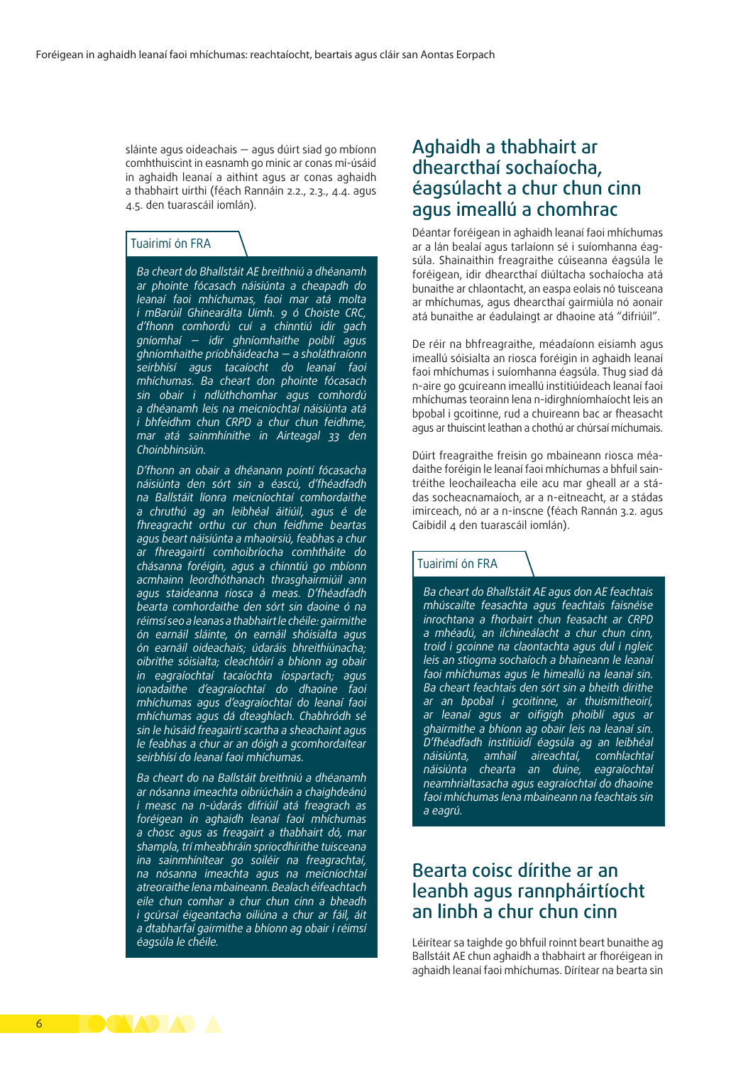sláinte agus oideachais — agus dúirt siad go mbíonn comhthuiscint in easnamh go minic ar conas mí-úsáid in aghaidh leanaí a aithint agus ar conas aghaidh a thabhairt uirthi (féach Rannáin 2.2., 2.3., 4.4. agus 4.5. den tuarascáil iomlán).

### Tuairimí ón FRA

*Ba cheart do Bhallstáit AE breithniú a dhéanamh ar phointe fócasach náisiúnta a cheapadh do leanaí faoi mhíchumas, faoi mar atá molta i mBarúil Ghinearálta Uimh. 9 ó Choiste CRC, d'fhonn comhordú cuí a chinntiú idir gach gníomhaí — idir ghníomhaithe poiblí agus ghníomhaithe príobháideacha — a sholáthraíonn seirbhísí agus tacaíocht do leanaí faoi mhíchumas. Ba cheart don phointe fócasach sin obair i ndlúthchomhar agus comhordú a dhéanamh leis na meicníochtaí náisiúnta atá i bhfeidhm chun CRPD a chur chun feidhme, mar atá sainmhínithe in Airteagal 33 den Choinbhinsiún.*

*D'fhonn an obair a dhéanann pointí fócasacha náisiúnta den sórt sin a éascú, d'fhéadfadh na Ballstáit líonra meicníochtaí comhordaithe a chruthú ag an leibhéal áitiúil, agus é de fhreagracht orthu cur chun feidhme beartas agus beart náisiúnta a mhaoirsiú, feabhas a chur ar fhreagairtí comhoibríocha comhtháite do chásanna foréigin, agus a chinntiú go mbíonn acmhainn leordhóthanach thrasghairmiúil ann agus staideanna riosca á meas. D'fhéadfadh bearta comhordaithe den sórt sin daoine ó na réimsí seo a leanas a thabhairt le chéile: gairmithe ón earnáil sláinte, ón earnáil shóisialta agus ón earnáil oideachais; údaráis bhreithiúnacha; oibrithe sóisialta; cleachtóirí a bhíonn ag obair in eagraíochtaí tacaíochta íospartach; agus ionadaithe d'eagraíochtaí do dhaoine faoi mhíchumas agus d'eagraíochtaí do leanaí faoi mhíchumas agus dá dteaghlach. Chabhródh sé sin le húsáid freagairtí scartha a sheachaint agus le feabhas a chur ar an dóigh a gcomhordaítear seirbhísí do leanaí faoi mhíchumas.*

*Ba cheart do na Ballstáit breithniú a dhéanamh ar nósanna imeachta oibriúcháin a chaighdeánú i measc na n-údarás difriúil atá freagrach as foréigean in aghaidh leanaí faoi mhíchumas a chosc agus as freagairt a thabhairt dó, mar shampla, trí mheabhráin spriocdhírithe tuisceana ina sainmhínítear go soiléir na freagrachtaí, na nósanna imeachta agus na meicníochtaí atreoraithe lena mbaineann. Bealach éifeachtach eile chun comhar a chur chun cinn a bheadh i gcúrsaí éigeantacha oiliúna a chur ar fáil, áit a dtabharfaí gairmithe a bhíonn ag obair i réimsí éagsúla le chéile.*

## Aghaidh a thabhairt ar dhearcthaí sochaíocha, éagsúlacht a chur chun cinn agus imeallú a chomhrac

Déantar foréigean in aghaidh leanaí faoi mhíchumas ar a lán bealaí agus tarlaíonn sé i suíomhanna éagsúla. Shainaithin freagraithe cúiseanna éagsúla le foréigean, idir dhearcthaí diúltacha sochaíocha atá bunaithe ar chlaontacht, an easpa eolais nó tuisceana ar mhíchumas, agus dhearcthaí gairmiúla nó aonair atá bunaithe ar éadulaingt ar dhaoine atá "difriúil".

De réir na bhfreagraithe, méadaíonn eisiamh agus imeallú sóisialta an riosca foréigin in aghaidh leanaí faoi mhíchumas i suíomhanna éagsúla. Thug siad dá n-aire go gcuireann imeallú institiúideach leanaí faoi mhíchumas teorainn lena n-idirghníomhaíocht leis an bpobal i gcoitinne, rud a chuireann bac ar fheasacht agus ar thuiscint leathan a chothú ar chúrsaí míchumais.

Dúirt freagraithe freisin go mbaineann riosca méadaithe foréigin le leanaí faoi mhíchumas a bhfuil saintréithe leochaileacha eile acu mar gheall ar a stádas socheacnamaíoch, ar a n-eitneacht, ar a stádas imirceach, nó ar a n-inscne (féach Rannán 3.2. agus Caibidil 4 den tuarascáil iomlán).

### Tuairimí ón FRA

*Ba cheart do Bhallstáit AE agus don AE feachtais mhúscailte feasachta agus feachtais faisnéise inrochtana a fhorbairt chun feasacht ar CRPD a mhéadú, an ilchineálacht a chur chun cinn, troid i gcoinne na claontachta agus dul i ngleic leis an stiogma sochaíoch a bhaineann le leanaí faoi mhíchumas agus le himeallú na leanaí sin. Ba cheart feachtais den sórt sin a bheith dírithe ar an bpobal i gcoitinne, ar thuismitheoirí, ar leanaí agus ar oifigigh phoiblí agus ar ghairmithe a bhíonn ag obair leis na leanaí sin. D'fhéadfadh institiúidí éagsúla ag an leibhéal náisiúnta, amhail aireachtaí, comhlachtaí náisiúnta chearta an duine, eagraíochtaí neamhrialtasacha agus eagraíochtaí do dhaoine faoi mhíchumas lena mbaineann na feachtais sin a eagrú.*

## Bearta coisc dírithe ar an leanbh agus rannpháirtíocht an linbh a chur chun cinn

Léirítear sa taighde go bhfuil roinnt beart bunaithe ag Ballstáit AE chun aghaidh a thabhairt ar fhoréigean in aghaidh leanaí faoi mhíchumas. Dírítear na bearta sin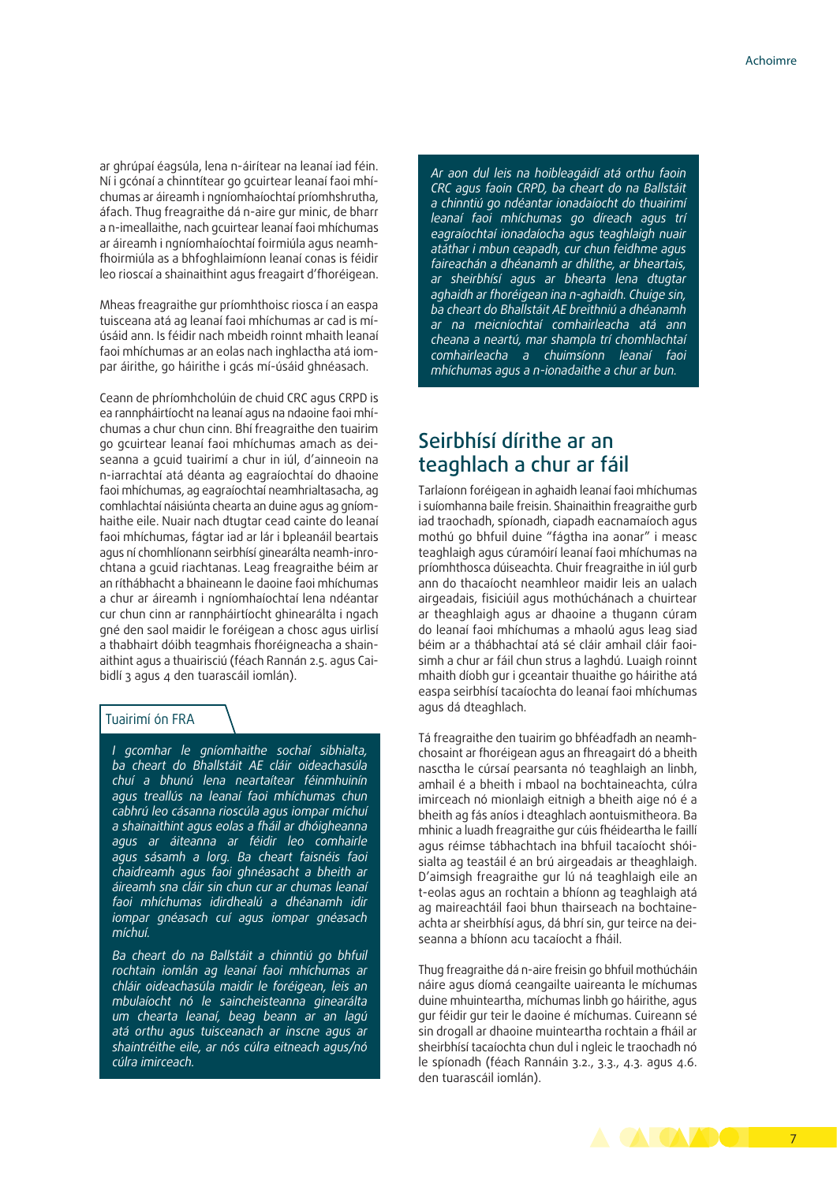ar ghrúpaí éagsúla, lena n-áirítear na leanaí iad féin. Ní i gcónaí a chinntítear go gcuirtear leanaí faoi mhíchumas ar áireamh i ngníomhaíochtaí príomhshrutha, áfach. Thug freagraithe dá n-aire gur minic, de bharr a n-imeallaithe, nach gcuirtear leanaí faoi mhíchumas ar áireamh i ngníomhaíochtaí foirmiúla agus neamhfhoirmiúla as a bhfoghlaimíonn leanaí conas is féidir leo rioscaí a shainaithint agus freagairt d'fhoréigean.

Mheas freagraithe gur príomhthoisc riosca í an easpa tuisceana atá ag leanaí faoi mhíchumas ar cad is mí-úsáid ann. Is féidir nach mbeidh roinnt mhaith leanaí faoi mhíchumas ar an eolas nach inghlactha atá iompar áirithe, go háirithe i gcás mí-úsáid ghnéasach.

Ceann de phríomhcholúin de chuid CRC agus CRPD is ea rannpháirtíocht na leanaí agus na ndaoine faoi mhíchumas a chur chun cinn. Bhí freagraithe den tuairim go gcuirtear leanaí faoi mhíchumas amach as deiseanna a gcuid tuairimí a chur in iúl, d'ainneoin na n-iarrachtaí atá déanta ag eagraíochtaí do dhaoine faoi mhíchumas, ag eagraíochtaí neamhrialtasacha, ag comhlachtaí náisiúnta chearta an duine agus ag gníomhaithe eile. Nuair nach dtugtar cead cainte do leanaí faoi mhíchumas, fágtar iad ar lár i bpleanáil beartas agus ní chomhlíonann seirbhísí ginearálta neamh-inrochtana a gcuid riachtanas. Leag freagraithe béim ar an ríthábhacht a bhaineann le daoine faoi mhíchumas a chur ar áireamh i ngníomhaíochtaí lena ndéantar cur chun cinn ar rannpháirtíocht ghinearálta i ngach gné den saol maidir le foréigean a chosc agus uirlisí a thabhairt dóibh teagmhais fhoréigneacha a shainaithint agus a thuairisciú (féach Rannán 2.5. agus Caibidlí 3 agus 4 den tuarascáil iomlán).

**Tuairimí ón FRA**

*I gcomhar le gníomhaithe sochaí sibhialta, ba cheart do Bhallstáit AE cláir oideachasúla chuí a bhunú lena neartaítear féinmhuinín agus treallús na leanaí faoi mhíchumas chun cabhrú leo cásanna rioscúla agus iompar míchuí a shainaithint agus eolas a fháil ar dhóigheanna agus ar áiteanna ar féidir leo comhairle agus sásamh a lorg. Ba cheart faisnéis faoi chaidreamh agus faoi ghnéasacht a bheith ar áireamh sna cláir sin chun cur ar chumas leanaí faoi mhíchumas idirdhealú a dhéanamh idir iompar gnéasach cuí agus iompar gnéasach míchuí.*

*Ba cheart do na Ballstáit a chinntiú go bhfuil rochtain iomlán ag leanaí faoi mhíchumas ar chláir oideachasúla maidir le foréigean, leis an mbulaíocht nó le saincheisteanna ginearálta um chearta leanaí, beag beann ar an lagú atá orthu agus tuisceanach ar inscne agus ar shaintréithe eile, ar nós cúlra eitneach agus/nó cúlra imirceach.*

*Ar aon dul leis na hoibleagáidí atá orthu faoin CRC agus faoin CRPD, ba cheart do na Ballstáit a chinntiú go ndéantar ionadaíocht do thuairimí leanaí faoi mhíchumas go díreach agus trí eagraíochtaí ionadaíocha agus teaghlaigh nuair atáthar i mbun ceapadh, cur chun feidhme agus faireachán a dhéanamh ar dhlíthe, ar bheartais, ar sheirbhísí agus ar bhearta lena dtugtar aghaidh ar fhoréigean ina n-aghaidh. Chuige sin, ba cheart do Bhallstáit AE breithniú a dhéanamh ar na meicníochtaí comhairleacha atá ann cheana a neartú, mar shampla trí chomhlachtaí comhairleacha a chuimsíonn leanaí faoi mhíchumas agus a n-ionadaithe a chur ar bun.*

## Seirbhísí dírithe ar an teaghlach a chur ar fáil

Tarlaíonn foréigean in aghaidh leanaí faoi mhíchumas i suíomhanna baile freisin. Shainaithin freagraithe gurb iad traochadh, spíonadh, ciapadh eacnamaíoch agus mothú go bhfuil duine "fágtha ina aonar" i measc teaghlaigh agus cúramóirí leanaí faoi mhíchumas na príomhthosca dúiseachta. Chuir freagraithe in iúl gurb ann do thacaíocht neamhleor maidir leis an ualach airgeadais, fisiciúil agus mothúchánach a chuirtear ar theaghlaigh agus ar dhaoine a thugann cúram do leanaí faoi mhíchumas a mhaolú agus leag siad béim ar a thábhachtaí atá sé cláir amhail cláir faoisimh a chur ar fáil chun strus a laghdú. Luaigh roinnt mhaith díobh gur i gceantair thuaithe go háirithe atá easpa seirbhísí tacaíochta do leanaí faoi mhíchumas agus dá dteaghlach.

Tá freagraithe den tuairim go bhféadfadh an neamhchosaint ar fhoréigean agus an fhreagairt dó a bheith nasctha le cúrsaí pearsanta nó teaghlaigh an linbh, amhail é a bheith i mbaol na bochtaineachta, cúlra imirceach nó mionlaigh eitnigh a bheith aige nó é a bheith ag fás aníos i dteaghlach aontuismitheora. Ba mhinic a luadh freagraithe gur cúis fhéideartha le faillí agus réimse tábhachtach ina bhfuil tacaíocht shóisialta ag teastáil é an brú airgeadais ar theaghlaigh. D'aimsigh freagraithe gur lú ná teaghlaigh eile an t-eolas agus an rochtain a bhíonn ag teaghlaigh atá ag maireachtáil faoi bhun thairseach na bochtaineachta ar sheirbhísí agus, dá bhrí sin, gur teirce na deiseanna a bhíonn acu tacaíocht a fháil.

Thug freagraithe dá n-aire freisin go bhfuil mothúcháin náire agus díomá ceangailte uaireanta le míchumas duine mhuinteartha, míchumas linbh go háirithe, agus gur féidir gur teir le daoine é míchumas. Cuireann sé sin drogall ar dhaoine muinteartha rochtain a fháil ar sheirbhísí tacaíochta chun dul i ngleic leis an traochadh nó le spíonadh (féach Rannáin 3.2., 3.3., 4.3. agus 4.6. den tuarascáil iomlán).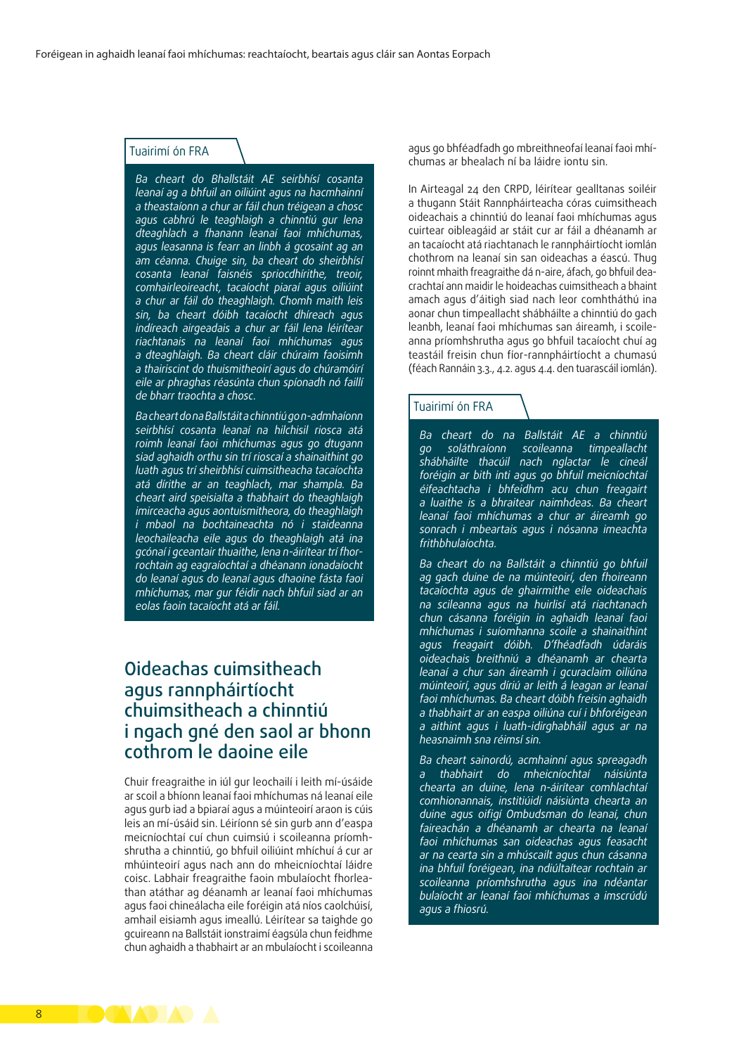Tuairimí ón FRA

*Ba cheart do Bhallstáit AE seirbhísí cosanta leanaí ag a bhfuil an oiliúint agus na hacmhainní a theastaíonn a chur ar fáil chun tréigean a chosc agus cabhrú le teaghlaigh a chinntiú gur lena dteaghlach a fhanann leanaí faoi mhíchumas, agus leasanna is fearr an linbh á gcosaint ag an am céanna. Chuige sin, ba cheart do sheirbhísí cosanta leanaí faisnéis spriocdhírithe, treoir, comhairleoireacht, tacaíocht piaraí agus oiliúint a chur ar fáil do theaghlaigh. Chomh maith leis sin, ba cheart dóibh tacaíocht dhíreach agus indíreach airgeadais a chur ar fáil lena léirítear riachtanais na leanaí faoi mhíchumas agus a dteaghlaigh. Ba cheart cláir chúraim faoisimh a thairiscint do thuismitheoirí agus do chúramóirí eile ar phraghas réasúnta chun spíonadh nó faillí de bharr traochta a chosc.*

*Ba cheart do na Ballstáit a chinntiú go n-admhaíonn seirbhísí cosanta leanaí na hilchisil riosca atá roimh leanaí faoi mhíchumas agus go dtugann siad aghaidh orthu sin trí rioscaí a shainaithint go luath agus trí sheirbhísí cuimsitheacha tacaíochta atá dírithe ar an teaghlach, mar shampla. Ba cheart aird speisialta a thabhairt do theaghlaigh imirceacha agus aontuismitheora, do theaghlaigh i mbaol na bochtaineachta nó i staideanna leochaileacha eile agus do theaghlaigh atá ina gcónaí i gceantair thuaithe, lena n-áirítear trí fhorrochtain ag eagraíochtaí a dhéanann ionadaíocht do leanaí agus do leanaí agus dhaoine fásta faoi mhíchumas, mar gur féidir nach bhfuil siad ar an eolas faoin tacaíocht atá ar fáil.*

## Oideachas cuimsitheach agus rannpháirtíocht chuimsitheach a chinntiú i ngach gné den saol ar bhonn cothrom le daoine eile

Chuir freagraithe in iúl gur leochailí i leith mí-úsáide ar scoil a bhíonn leanaí faoi mhíchumas ná leanaí eile agus gurb iad a bpiaraí agus a múinteoirí araon is cúis leis an mí-úsáid sin. Léiríonn sé sin gurb ann d'easpa meicníochtaí cuí chun cuimsiú i scoileanna príomhshrutha a chinntiú, go bhfuil oiliúint mhíchuí á cur ar mhúinteoirí agus nach ann do mheicníochtaí láidre coisc. Labhair freagraithe faoin mbulaíocht fhorleathan atáthar ag déanamh ar leanaí faoi mhíchumas agus faoi chineálacha eile foréigin atá níos caolchúisí, amhail eisiamh agus imeallú. Léirítear sa taighde go gcuireann na Ballstáit ionstraimí éagsúla chun feidhme chun aghaidh a thabhairt ar an mbulaíocht i scoileanna agus go bhféadfadh go mbreithneofaí leanaí faoi mhíchumas ar bhealach ní ba láidre iontu sin.

In Airteagal 24 den CRPD, léirítear gealltanas soiléir a thugann Stáit Rannpháirteacha córas cuimsitheach oideachais a chinntiú do leanaí faoi mhíchumas agus cuirtear oibleagáid ar stáit cur ar fáil a dhéanamh ar an tacaíocht atá riachtanach le rannpháirtíocht iomlán chothrom na leanaí sin san oideachas a éascú. Thug roinnt mhaith freagraithe dá n-aire, áfach, go bhfuil deacrachtaí ann maidir le hoideachas cuimsitheach a bhaint amach agus d'áitigh siad nach leor comhtháthú ina aonar chun timpeallacht shábháilte a chinntiú do gach leanbh, leanaí faoi mhíchumas san áireamh, i scoileanna príomhshrutha agus go bhfuil tacaíocht chuí ag teastáil freisin chun fíor-rannpháirtíocht a chumasú (féach Rannáin 3.3., 4.2. agus 4.4. den tuarascáil iomlán).

Tuairimí ón FRA

*Ba cheart do na Ballstáit AE a chinntiú go soláthraíonn scoileanna timpeallacht shábháilte thacúil nach nglactar le cineál foréigin ar bith inti agus go bhfuil meicníochtaí éifeachtacha i bhfeidhm acu chun freagairt a luaithe is a bhraitear naimhdeas. Ba cheart leanaí faoi mhíchumas a chur ar áireamh go sonrach i mbeartais agus i nósanna imeachta frithbhulaíochta.*

*Ba cheart do na Ballstáit a chinntiú go bhfuil ag gach duine de na múinteoirí, den fhoireann tacaíochta agus de ghairmithe eile oideachais na scileanna agus na huirlisí atá riachtanach chun cásanna foréigin in aghaidh leanaí faoi mhíchumas i suíomhanna scoile a shainaithint agus freagairt dóibh. D'fhéadfadh údaráis oideachais breithniú a dhéanamh ar chearta leanaí a chur san áireamh i gcuraclaim oiliúna múinteoirí, agus díriú ar leith á leagan ar leanaí faoi mhíchumas. Ba cheart dóibh freisin aghaidh a thabhairt ar an easpa oiliúna cuí i bhforéigean a aithint agus i luath-idirghabháil agus ar na heasnaimh sna réimsí sin.*

*Ba cheart sainordú, acmhainní agus spreagadh a thabhairt do mheicníochtaí náisiúnta chearta an duine, lena n-áirítear comhlachtaí comhionannais, institiúidí náisiúnta chearta an duine agus oifigí Ombudsman do leanaí, chun faireachán a dhéanamh ar chearta na leanaí faoi mhíchumas san oideachas agus feasacht ar na cearta sin a mhúscailt agus chun cásanna ina bhfuil foréigean, ina ndiúltaítear rochtain ar scoileanna príomhshrutha agus ina ndéantar bulaíocht ar leanaí faoi mhíchumas a imscrúdú agus a fhiosrú.*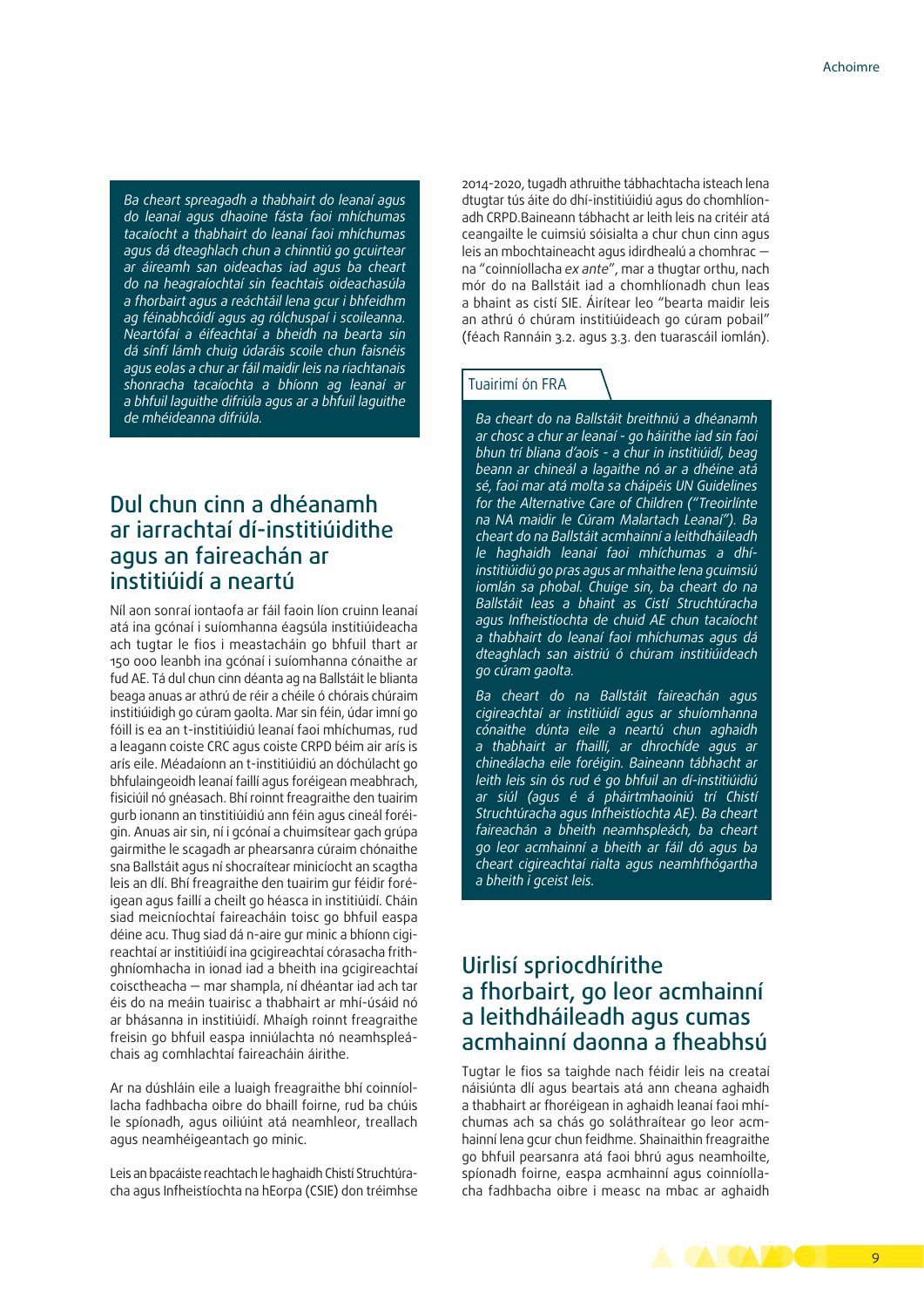*Ba cheart spreagadh a thabhairt do leanaí agus do leanaí agus dhaoine fásta faoi mhíchumas tacaíocht a thabhairt do leanaí faoi mhíchumas agus dá dteaghlach chun a chinntiú go gcuirtear ar áireamh san oideachas iad agus ba cheart do na heagraíochtaí sin feachtais oideachasúla a fhorbairt agus a reáchtáil lena gcur i bhfeidhm ag féinabhcóidí agus ag rólchuspaí i scoileanna. Neartófaí a éifeachtaí a bheidh na bearta sin dá sínfí lámh chuig údaráis scoile chun faisnéis agus eolas a chur ar fáil maidir leis na riachtanais shonracha tacaíochta a bhíonn ag leanaí ar a bhfuil laguithe difriúla agus ar a bhfuil laguithe de mhéideanna difriúla.*

## Dul chun cinn a dhéanamh ar iarrachtaí dí-institiúidithe agus an faireachán ar institiúidí a neartú

Níl aon sonraí iontaofa ar fáil faoin líon cruinn leanaí atá ina gcónaí i suíomhanna éagsúla institiúideacha ach tugtar le fios i meastacháin go bhfuil thart ar 150 000 leanbh ina gcónaí i suíomhanna cónaithe ar fud AE. Tá dul chun cinn déanta ag na Ballstáit le blianta beaga anuas ar athrú de réir a chéile ó chórais chúraim institiúidigh go cúram gaolta. Mar sin féin, údar imní go fóill is ea an t-institiúidiú leanaí faoi mhíchumas, rud a leagann coiste CRC agus coiste CRPD béim air arís is arís eile. Méadaíonn an t-institiúidiú an dóchúlacht go bhfulaingeoidh leanaí faillí agus foréigean meabhrach, fisiciúil nó gnéasach. Bhí roinnt freagraithe den tuairim gurb ionann an tinstitiúidiú ann féin agus cineál foréigin. Anuas air sin, ní i gcónaí a chuimsítear gach grúpa gairmithe le scagadh ar phearsanra cúraim chónaithe sna Ballstáit agus ní shocraítear minicíocht an scagtha leis an dlí. Bhí freagraithe den tuairim gur féidir foréigean agus faillí a cheilt go héasca in institiúidí. Cháin siad meicníochtaí faireacháin toisc go bhfuil easpa déine acu. Thug siad dá n-aire gur minic a bhíonn cigireachtaí ar institiúidí ina gcigireachtaí córasacha frithghníomhacha in ionad iad a bheith ina gcigireachtaí coisctheacha — mar shampla, ní dhéantar iad ach tar éis do na meáin tuairisc a thabhairt ar mhí-úsáid nó ar bhásanna in institiúidí. Mhaígh roinnt freagraithe freisin go bhfuil easpa inniúlachta nó neamhspleáchais ag comhlachtaí faireacháin áirithe.

Ar na dúshláin eile a luaigh freagraithe bhí coinníollacha fadhbacha oibre do bhaill foirne, rud ba chúis le spíonadh, agus oiliúint atá neamhleor, treallach agus neamhéigeantach go minic.

Leis an bpacáiste reachtach le haghaidh Chistí Struchtúracha agus Infheistíochta na hEorpa (CSIE) don tréimhse 2014-2020, tugadh athruithe tábhachtacha isteach lena dtugtar tús áite do dhí-institiúidiú agus do chomhlíonadh CRPD.Baineann tábhacht ar leith leis na critéir atá ceangailte le cuimsiú sóisialta a chur chun cinn agus leis an mbochtaineacht agus idirdhealú a chomhrac — na "coinníollacha *ex ante*", mar a thugtar orthu, nach mór do na Ballstáit iad a chomhlíonadh chun leas a bhaint as cistí SIE. Áirítear leo "bearta maidir leis an athrú ó chúram institiúideach go cúram pobail" (féach Rannáin 3.2. agus 3.3. den tuarascáil iomlán).

**Tuairimí ón FRA**

*Ba cheart do na Ballstáit breithniú a dhéanamh ar chosc a chur ar leanaí - go háirithe iad sin faoi bhun trí bliana d'aois - a chur in institiúidí, beag beann ar chineál a lagaithe nó ar a dhéine atá sé, faoi mar atá molta sa cháipéis UN Guidelines for the Alternative Care of Children ("Treoirlínte na NA maidir le Cúram Malartach Leanaí"). Ba cheart do na Ballstáit acmhainní a leithdháileadh le haghaidh leanaí faoi mhíchumas a dhí-institiúidiú go pras agus ar mhaithe lena gcuimsiú iomlán sa phobal. Chuige sin, ba cheart do na Ballstáit leas a bhaint as Cistí Struchtúracha agus Infheistíochta de chuid AE chun tacaíocht a thabhairt do leanaí faoi mhíchumas agus dá dteaghlach san aistriú ó chúram institiúideach go cúram gaolta.*

*Ba cheart do na Ballstáit faireachán agus cigireachtaí ar institiúidí agus ar shuíomhanna cónaithe dúnta eile a neartú chun aghaidh a thabhairt ar fhaillí, ar dhrochíde agus ar chineálacha eile foréigin. Baineann tábhacht ar leith leis sin ós rud é go bhfuil an dí-institiúidiú ar siúl (agus é á pháirtmhaoiniú trí Chistí Struchtúracha agus Infheistíochta AE). Ba cheart faireachán a bheith neamhspleách, ba cheart go leor acmhainní a bheith ar fáil dó agus ba cheart cigireachtaí rialta agus neamhfhógartha a bheith i gceist leis.*

## Uirlisí spriocdhírithe a fhorbairt, go leor acmhainní a leithdháileadh agus cumas acmhainní daonna a fheabhsú

Tugtar le fios sa taighde nach féidir leis na creataí náisiúnta dlí agus beartais atá ann cheana aghaidh a thabhairt ar fhoréigean in aghaidh leanaí faoi mhíchumas ach sa chás go soláthraítear go leor acmhainní lena gcur chun feidhme. Shainaithin freagraithe go bhfuil pearsanra atá faoi bhrú agus neamhoilte, spíonadh foirne, easpa acmhainní agus coinníollacha fadhbacha oibre i measc na mbac ar aghaidh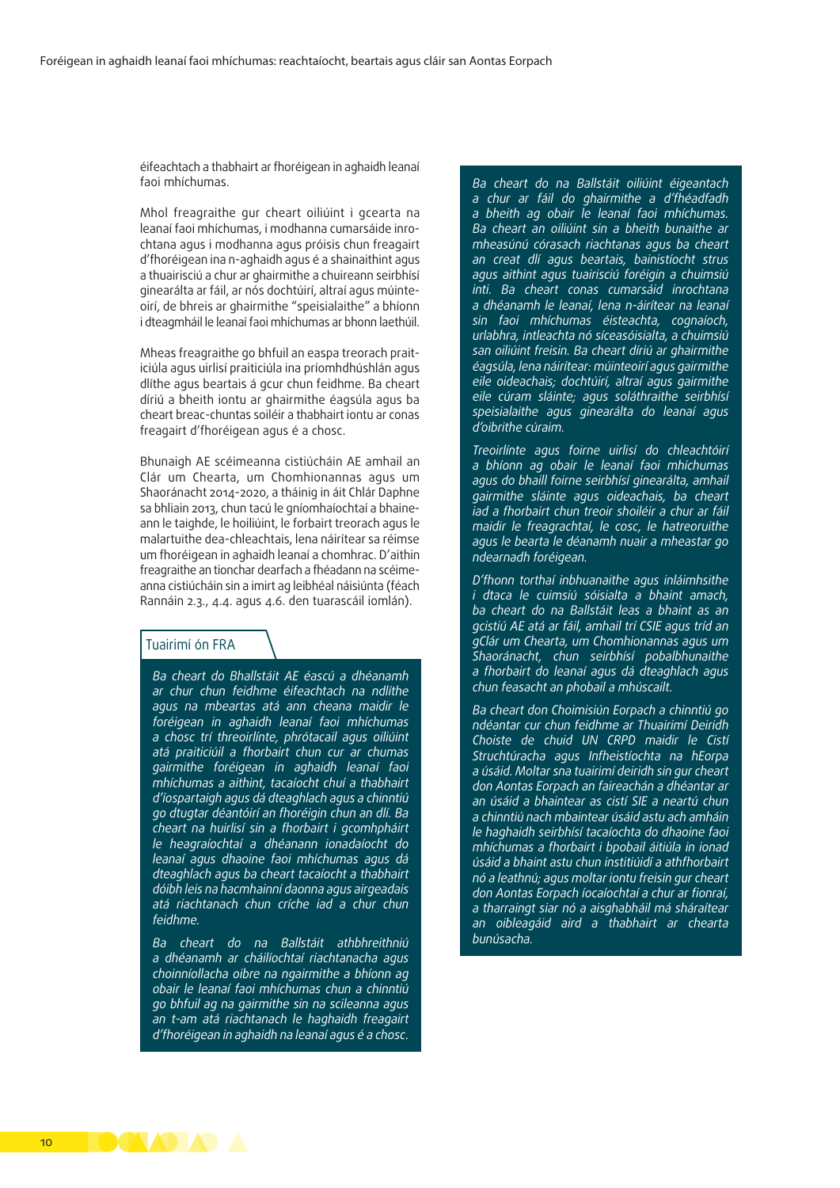éifeachtach a thabhairt ar fhoréigean in aghaidh leanaí faoi mhíchumas.

Mhol freagraithe gur cheart oiliúint i gcearta na leanaí faoi mhíchumas, i modhanna cumarsáide inrochtana agus i modhanna agus próisis chun freagairt d'fhoréigean ina n-aghaidh agus é a shainaithint agus a thuairisciú a chur ar ghairmithe a chuireann seirbhísí ginearálta ar fáil, ar nós dochtúirí, altraí agus múinteoirí, de bhreis ar ghairmithe "speisialaithe" a bhíonn i dteagmháil le leanaí faoi mhíchumas ar bhonn laethúil.

Mheas freagraithe go bhfuil an easpa treorach praiticiúla agus uirlisí praiticiúla ina príomhdhúshlán agus dlíthe agus beartais á gcur chun feidhme. Ba cheart díriú a bheith iontu ar ghairmithe éagsúla agus ba cheart breac-chuntas soiléir a thabhairt iontu ar conas freagairt d'fhoréigean agus é a chosc.

Bhunaigh AE scéimeanna cistiúcháin AE amhail an Clár um Chearta, um Chomhionannas agus um Shaoránacht 2014-2020, a tháinig in áit Chlár Daphne sa bhliain 2013, chun tacú le gníomhaíochtaí a bhaineann le taighde, le hoiliúint, le forbairt treorach agus le malartuithe dea-chleachtais, lena náirítear sa réimse um fhoréigean in aghaidh leanaí a chomhrac. D'aithin freagraithe an tionchar dearfach a fhéadann na scéimeanna cistiúcháin sin a imirt ag leibhéal náisiúnta (féach Rannáin 2.3., 4.4. agus 4.6. den tuarascáil iomlán).

## Tuairimí ón FRA

*Ba cheart do Bhallstáit AE éascú a dhéanamh ar chur chun feidhme éifeachtach na ndlíthe agus na mbeartas atá ann cheana maidir le foréigean in aghaidh leanaí faoi mhíchumas a chosc trí threoirlínte, phrótacail agus oiliúint atá praiticiúil a fhorbairt chun cur ar chumas gairmithe foréigean in aghaidh leanaí faoi mhíchumas a aithint, tacaíocht chuí a thabhairt d'íospartaigh agus dá dteaghlach agus a chinntiú go dtugtar déantóirí an fhoréigin chun an dlí. Ba cheart na huirlisí sin a fhorbairt i gcomhpháirt le heagraíochtaí a dhéanann ionadaíocht do leanaí agus dhaoine faoi mhíchumas agus dá dteaghlach agus ba cheart tacaíocht a thabhairt dóibh leis na hacmhainní daonna agus airgeadais atá riachtanach chun críche iad a chur chun feidhme.*

*Ba cheart do na Ballstáit athbhreithniú a dhéanamh ar cháilíochtaí riachtanacha agus choinníollacha oibre na ngairmithe a bhíonn ag obair le leanaí faoi mhíchumas chun a chinntiú go bhfuil ag na gairmithe sin na scileanna agus an t-am atá riachtanach le haghaidh freagairt d'fhoréigean in aghaidh na leanaí agus é a chosc.*

*Ba cheart do na Ballstáit oiliúint éigeantach a chur ar fáil do ghairmithe a d'fhéadfadh a bheith ag obair le leanaí faoi mhíchumas. Ba cheart an oiliúint sin a bheith bunaithe ar mheasúnú córasach riachtanas agus ba cheart an creat dlí agus beartais, bainistíocht strus agus aithint agus tuairisciú foréigin a chuimsiú inti. Ba cheart conas cumarsáid inrochtana a dhéanamh le leanaí, lena n-áirítear na leanaí sin faoi mhíchumas éisteachta, cognaíoch, urlabhra, intleachta nó síceasóisialta, a chuimsiú san oiliúint freisin. Ba cheart díriú ar ghairmithe éagsúla, lena náirítear: múinteoirí agus gairmithe eile oideachais; dochtúirí, altraí agus gairmithe eile cúram sláinte; agus soláthraithe seirbhísí speisialaithe agus ginearálta do leanaí agus d'oibrithe cúraim.*

*Treoirlínte agus foirne uirlisí do chleachtóirí a bhíonn ag obair le leanaí faoi mhíchumas agus do bhaill foirne seirbhísí ginearálta, amhail gairmithe sláinte agus oideachais, ba cheart iad a fhorbairt chun treoir shoiléir a chur ar fáil maidir le freagrachtaí, le cosc, le hatreoruithe agus le bearta le déanamh nuair a mheastar go ndearnadh foréigean.*

*D'fhonn torthaí inbhuanaithe agus inláimhsithe i dtaca le cuimsiú sóisialta a bhaint amach, ba cheart do na Ballstáit leas a bhaint as an gcistiú AE atá ar fáil, amhail trí CSIE agus tríd an gClár um Chearta, um Chomhionannas agus um Shaoránacht, chun seirbhísí pobalbhunaithe a fhorbairt do leanaí agus dá dteaghlach agus chun feasacht an phobail a mhúscailt.*

*Ba cheart don Choimisiún Eorpach a chinntiú go ndéantar cur chun feidhme ar Thuairimí Deiridh Choiste de chuid UN CRPD maidir le Cistí Struchtúracha agus Infheistíochta na hEorpa a úsáid. Moltar sna tuairimí deiridh sin gur cheart don Aontas Eorpach an faireachán a dhéantar ar an úsáid a bhaintear as cistí SIE a neartú chun a chinntiú nach mbaintear úsáid astu ach amháin le haghaidh seirbhísí tacaíochta do dhaoine faoi mhíchumas a fhorbairt i bpobail áitiúla in ionad úsáid a bhaint astu chun institiúidí a athfhorbairt nó a leathnú; agus moltar iontu freisin gur cheart don Aontas Eorpach íocaíochtaí a chur ar fionraí, a tharraingt siar nó a aisghabháil má sháraítear an oibleagáid aird a thabhairt ar chearta bunúsacha.*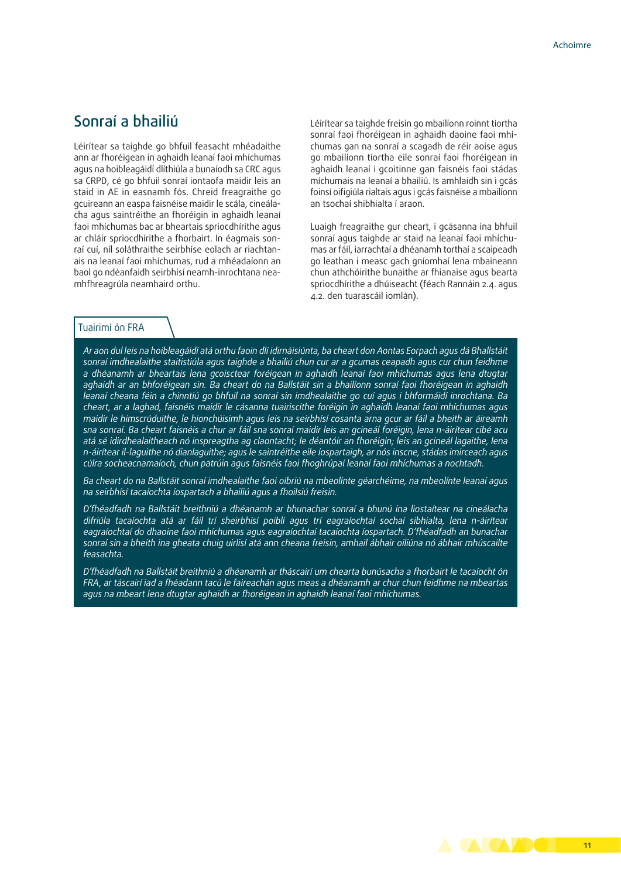## Sonraí a bhailiú

Léirítear sa taighde go bhfuil feasacht mhéadaithe ann ar fhoréigean in aghaidh leanaí faoi mhíchumas agus na hoibleagáidí dlíthiúla a bunaíodh sa CRC agus sa CRPD, cé go bhfuil sonraí iontaofa maidir leis an staid in AE in easnamh fós. Chreid freagraithe go gcuireann an easpa faisnéise maidir le scála, cineálacha agus saintréithe an fhoréigin in aghaidh leanaí faoi mhíchumas bac ar bheartais spriocdhírithe agus ar chláir spriocdhírithe a fhorbairt. In éagmais sonraí cuí, níl soláthraithe seirbhíse eolach ar riachtanais na leanaí faoi mhíchumas, rud a mhéadaíonn an baol go ndéanfaidh seirbhísí neamh-inrochtana neamhfhreagrúla neamhaird orthu.

Léirítear sa taighde freisin go mbailíonn roinnt tíortha sonraí faoi fhoréigean in aghaidh daoine faoi mhíchumas gan na sonraí a scagadh de réir aoise agus go mbailíonn tíortha eile sonraí faoi fhoréigean in aghaidh leanaí i gcoitinne gan faisnéis faoi stádas míchumais na leanaí a bhailiú. Is amhlaidh sin i gcás foinsí oifigiúla rialtais agus i gcás faisnéise a mbailíonn an tsochaí shibhialta í araon.

Luaigh freagraithe gur cheart, i gcásanna ina bhfuil sonraí agus taighde ar staid na leanaí faoi mhíchumas ar fáil, iarrachtaí a dhéanamh torthaí a scaipeadh go leathan i measc gach gníomhaí lena mbaineann chun athchóirithe bunaithe ar fhianaise agus bearta spriocdhírithe a dhúiseacht (féach Rannáin 2.4. agus 4.2. den tuarascáil iomlán).

### Tuairimí ón FRA

*Ar aon dul leis na hoibleagáidí atá orthu faoin dlí idirnáisiúnta, ba cheart don Aontas Eorpach agus dá Bhallstáit sonraí imdhealaithe staitistiúla agus taighde a bhailiú chun cur ar a gcumas ceapadh agus cur chun feidhme a dhéanamh ar bheartais lena gcoisctear foréigean in aghaidh leanaí faoi mhíchumas agus lena dtugtar aghaidh ar an bhforéigean sin. Ba cheart do na Ballstáit sin a bhailíonn sonraí faoi fhoréigean in aghaidh leanaí cheana féin a chinntiú go bhfuil na sonraí sin imdhealaithe go cuí agus i bhformáidí inrochtana. Ba cheart, ar a laghad, faisnéis maidir le cásanna tuairiscithe foréigin in aghaidh leanaí faoi mhíchumas agus maidir le himscrúduithe, le hionchúisimh agus leis na seirbhísí cosanta arna gcur ar fáil a bheith ar áireamh sna sonraí. Ba cheart faisnéis a chur ar fáil sna sonraí maidir leis an gcineál foréigin, lena n-áirítear cibé acu atá sé idirdhealaitheach nó inspreagtha ag claontacht; le déantóir an fhoréigin; leis an gcineál lagaithe, lena n-áirítear il-laguithe nó dianlaguithe; agus le saintréithe eile íospartaigh, ar nós inscne, stádas imirceach agus cúlra socheacnamaíoch, chun patrúin agus faisnéis faoi fhoghrúpaí leanaí faoi mhíchumas a nochtadh.*

*Ba cheart do na Ballstáit sonraí imdhealaithe faoi oibriú na mbeolínte géarchéime, na mbeolínte leanaí agus na seirbhísí tacaíochta íospartach a bhailiú agus a fhoilsiú freisin.*

*D'fhéadfadh na Ballstáit breithniú a dhéanamh ar bhunachar sonraí a bhunú ina liostaítear na cineálacha difriúla tacaíochta atá ar fáil trí sheirbhísí poiblí agus trí eagraíochtaí sochaí sibhialta, lena n-áirítear eagraíochtaí do dhaoine faoi mhíchumas agus eagraíochtaí tacaíochta íospartach. D'fhéadfadh an bunachar sonraí sin a bheith ina gheata chuig uirlisí atá ann cheana freisin, amhail ábhair oiliúna nó ábhair mhúscailte feasachta.*

*D'fhéadfadh na Ballstáit breithniú a dhéanamh ar tháscairí um chearta bunúsacha a fhorbairt le tacaíocht ón FRA, ar táscairí iad a fhéadann tacú le faireachán agus meas a dhéanamh ar chur chun feidhme na mbeartas agus na mbeart lena dtugtar aghaidh ar fhoréigean in aghaidh leanaí faoi mhíchumas.*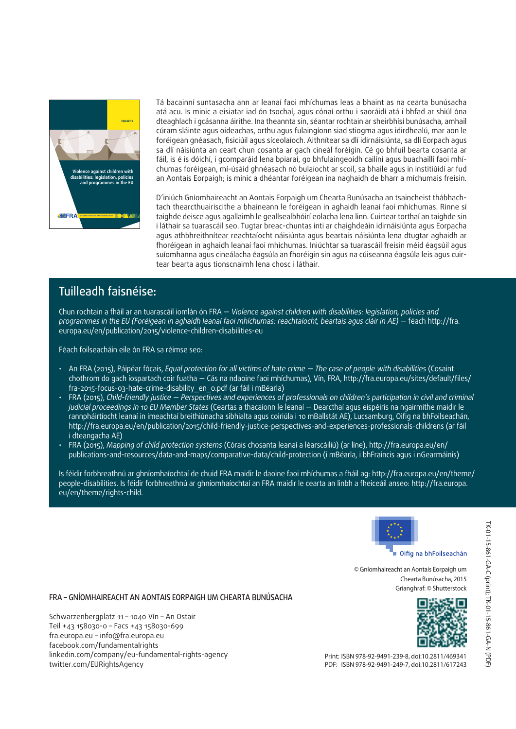Tá bacainní suntasacha ann ar leanaí faoi mhíchumas leas a bhaint as na cearta bunúsacha atá acu. Is minic a eisiatar iad ón tsochaí, agus cónaí orthu i saoráidí atá i bhfad ar shiúl óna dteaghlach i gcásanna áirithe. Ina theannta sin, séantar rochtain ar sheirbhísí bunúsacha, amhail cúram sláinte agus oideachas, orthu agus fulaingíonn siad stiogma agus idirdhealú, mar aon le foréigean gnéasach, fisiciúil agus síceolaíoch. Aithnítear sa dlí idirnáisiúnta, sa dlí Eorpach agus sa dlí náisiúnta an ceart chun cosanta ar gach cineál foréigin. Cé go bhfuil bearta cosanta ar fáil, is é is dóichí, i gcomparáid lena bpiaraí, go bhfulaingeoidh cailíní agus buachaillí faoi mhíchumas foréigean, mí-úsáid ghnéasach nó bulaíocht ar scoil, sa bhaile agus in institiúidí ar fud an Aontais Eorpaigh; is minic a dhéantar foréigean ina naghaidh de bharr a míchumais freisin.

D'iniúch Gníomhaireacht an Aontais Eorpaigh um Chearta Bunúsacha an tsaincheist thábhachtach thearcthuairiscithe a bhaineann le foréigean in aghaidh leanaí faoi mhíchumas. Rinne sí taighde deisce agus agallaimh le geallsealbhóirí eolacha lena linn. Cuirtear torthaí an taighde sin i láthair sa tuarascáil seo. Tugtar breac-chuntas inti ar chaighdeáin idirnáisiúnta agus Eorpacha agus athbhreithnítear reachtaíocht náisiúnta agus beartais náisiúnta lena dtugtar aghaidh ar fhoréigean in aghaidh leanaí faoi mhíchumas. Iniúchtar sa tuarascáil freisin méid éagsúil agus suíomhanna agus cineálacha éagsúla an fhoréigin sin agus na cúiseanna éagsúla leis agus cuirtear bearta agus tionscnaimh lena chosc i láthair.

## Tuilleadh faisnéise:

Chun rochtain a fháil ar an tuarascáil iomlán ón FRA – *Violence against children with disabilities: legislation, policies and programmes in the EU (Foréigean in aghaidh leanaí faoi mhíchumas: reachtaíocht, beartais agus cláir in AE)* – féach http://fra.europa.eu/en/publication/2015/violence-children-disabilities-eu

Féach foilseacháin eile ón FRA sa réimse seo:

- An FRA (2015), Páipéar fócais, *Equal protection for all victims of hate crime – The case of people with disabilities* (Cosaint chothrom do gach íospartach coir fuatha – Cás na ndaoine faoi mhíchumas), Vín, FRA, http://fra.europa.eu/sites/default/files/fra-2015-focus-03-hate-crime-disability_en_0.pdf (ar fáil i mBéarla)
- FRA (2015), *Child-friendly justice – Perspectives and experiences of professionals on children's participation in civil and criminal judicial proceedings in 10 EU Member States* (Ceartas a thacaíonn le leanaí – Dearcthaí agus eispéiris na ngairmithe maidir le rannpháirtíocht leanaí in imeachtaí breithiúnacha sibhialta agus coiriúla i 10 mBallstát AE), Lucsamburg, Oifig na bhFoilseachán, http://fra.europa.eu/en/publication/2015/child-friendly-justice-perspectives-and-experiences-professionals-childrens (ar fáil i dteangacha AE)
- FRA (2015), *Mapping of child protection systems* (Córais chosanta leanaí a léarscáiliú) (ar líne), http://fra.europa.eu/en/publications-and-resources/data-and-maps/comparative-data/child-protection (i mBéarla, i bhFraincis agus i nGearmáinis)

Is féidir forbhreathnú ar ghníomhaíochtaí de chuid FRA maidir le daoine faoi mhíchumas a fháil ag: http://fra.europa.eu/en/theme/people-disabilities. Is féidir forbhreathnú ar ghníomhaíochtaí an FRA maidir le cearta an linbh a fheiceáil anseo: http://fra.europa.eu/en/theme/rights-child.

Oifig na bhFoilseachán

© Gníomhaireacht an Aontais Eorpaigh um Chearta Bunúsacha, 2015
Grianghraf: © Shutterstock

**FRA – GNÍOMHAIREACHT AN AONTAIS EORPAIGH UM CHEARTA BUNÚSACHA**

Schwarzenbergplatz 11 – 1040 Vín – An Ostair
Teil +43 158030-0 – Facs +43 158030-699
fra.europa.eu – info@fra.europa.eu
facebook.com/fundamentalrights
linkedin.com/company/eu-fundamental-rights-agency
twitter.com/EURightsAgency

Print: ISBN 978-92-9491-239-8, doi:10.2811/469341
PDF: ISBN 978-92-9491-249-7, doi:10.2811/617243

TK-01-15-861-GA-C (print); TK-01-15-861-GA-N (PDF)